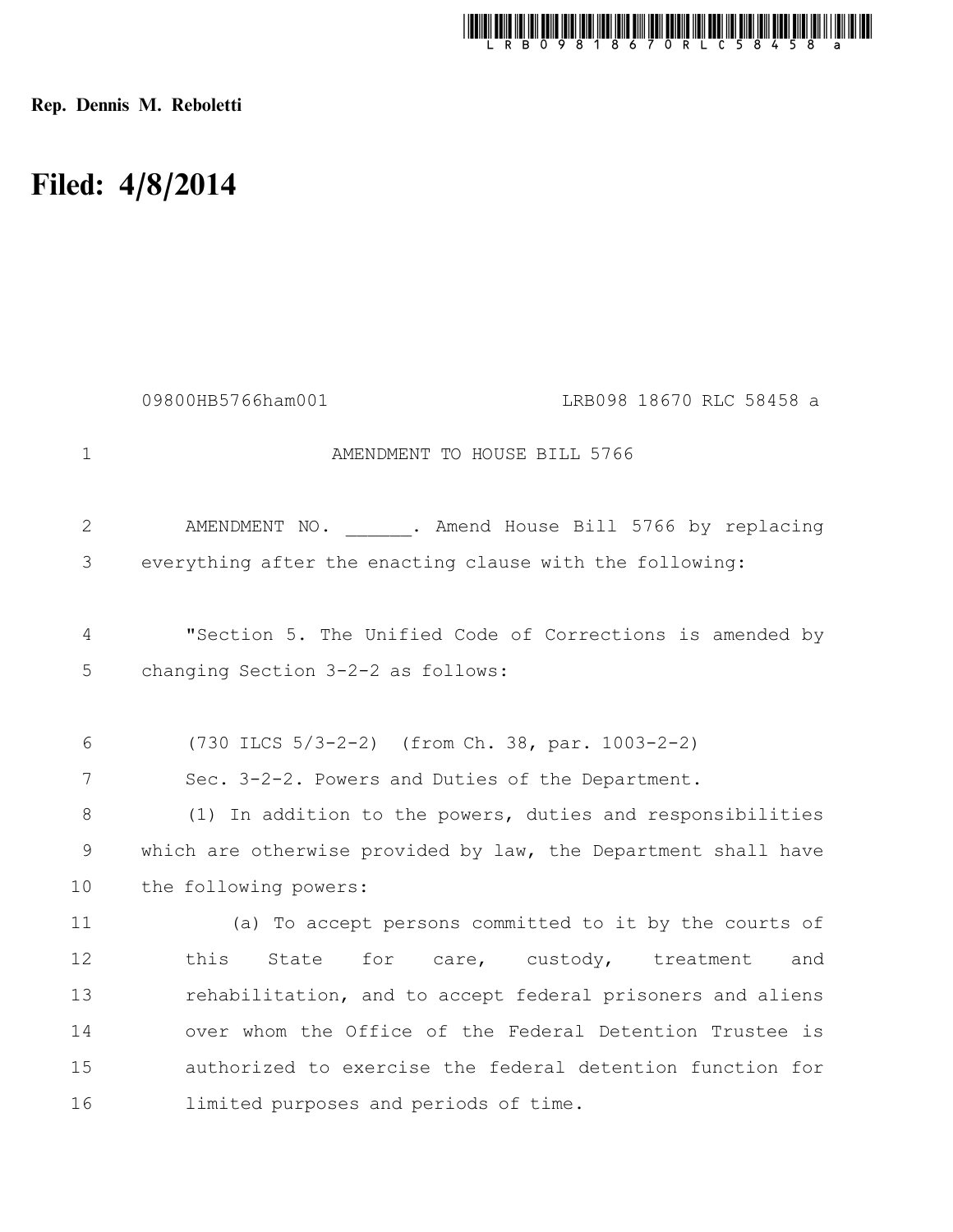**Rep. Dennis M. Reboletti**

# Filed: 4/8/2014

09800HB5766ham001 LRB098 18670 RLC 58458 a

AMENDMENT TO HOUSE BILL 5766

AMENDMENT NO. ______. Amend House Bill 5766 by replacing everything after the enacting clause with the following:

"Section 5. The Unified Code of Corrections is amended by changing Section 3-2-2 as follows:

(730 ILCS 5/3-2-2) (from Ch. 38, par. 1003-2-2)

Sec. 3-2-2. Powers and Duties of the Department.

(1) In addition to the powers, duties and responsibilities which are otherwise provided by law, the Department shall have the following powers:

(a) To accept persons committed to it by the courts of this State for care, custody, treatment and rehabilitation, and to accept federal prisoners and aliens over whom the Office of the Federal Detention Trustee is authorized to exercise the federal detention function for limited purposes and periods of time.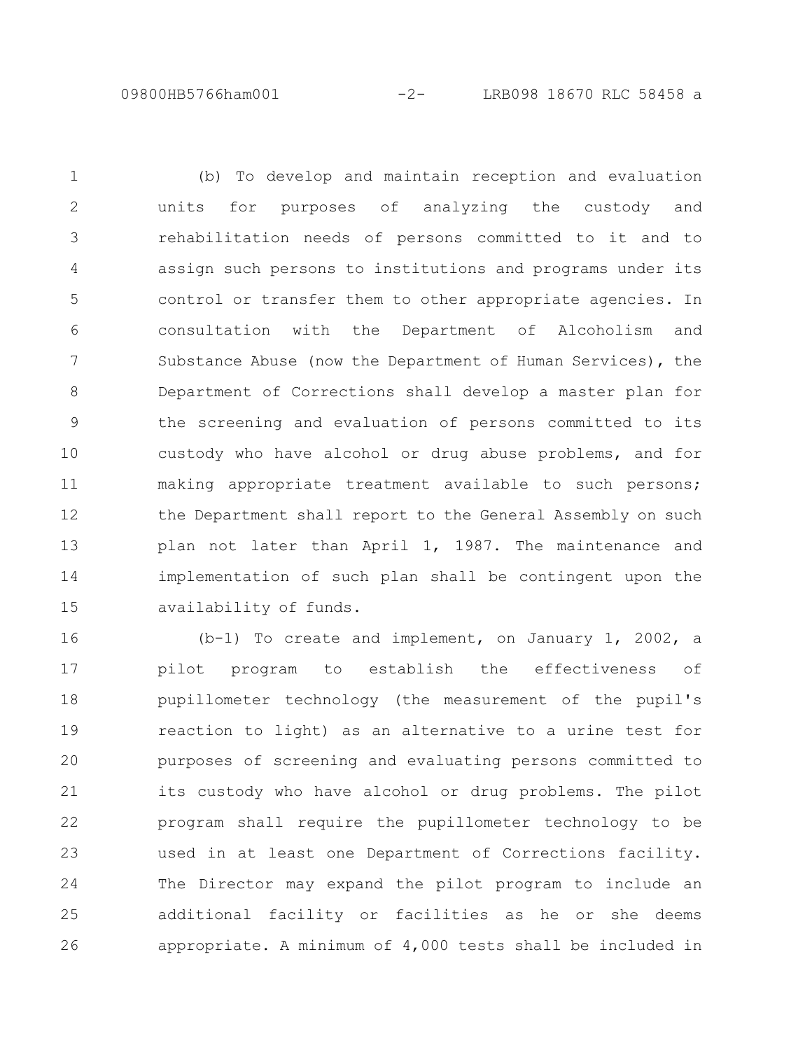(b) To develop and maintain reception and evaluation units for purposes of analyzing the custody and rehabilitation needs of persons committed to it and to assign such persons to institutions and programs under its control or transfer them to other appropriate agencies. In consultation with the Department of Alcoholism and Substance Abuse (now the Department of Human Services), the Department of Corrections shall develop a master plan for the screening and evaluation of persons committed to its custody who have alcohol or drug abuse problems, and for making appropriate treatment available to such persons; the Department shall report to the General Assembly on such plan not later than April 1, 1987. The maintenance and implementation of such plan shall be contingent upon the availability of funds.

(b-1) To create and implement, on January 1, 2002, a pilot program to establish the effectiveness of pupillometer technology (the measurement of the pupil's reaction to light) as an alternative to a urine test for purposes of screening and evaluating persons committed to its custody who have alcohol or drug problems. The pilot program shall require the pupillometer technology to be used in at least one Department of Corrections facility. The Director may expand the pilot program to include an additional facility or facilities as he or she deems appropriate. A minimum of 4,000 tests shall be included in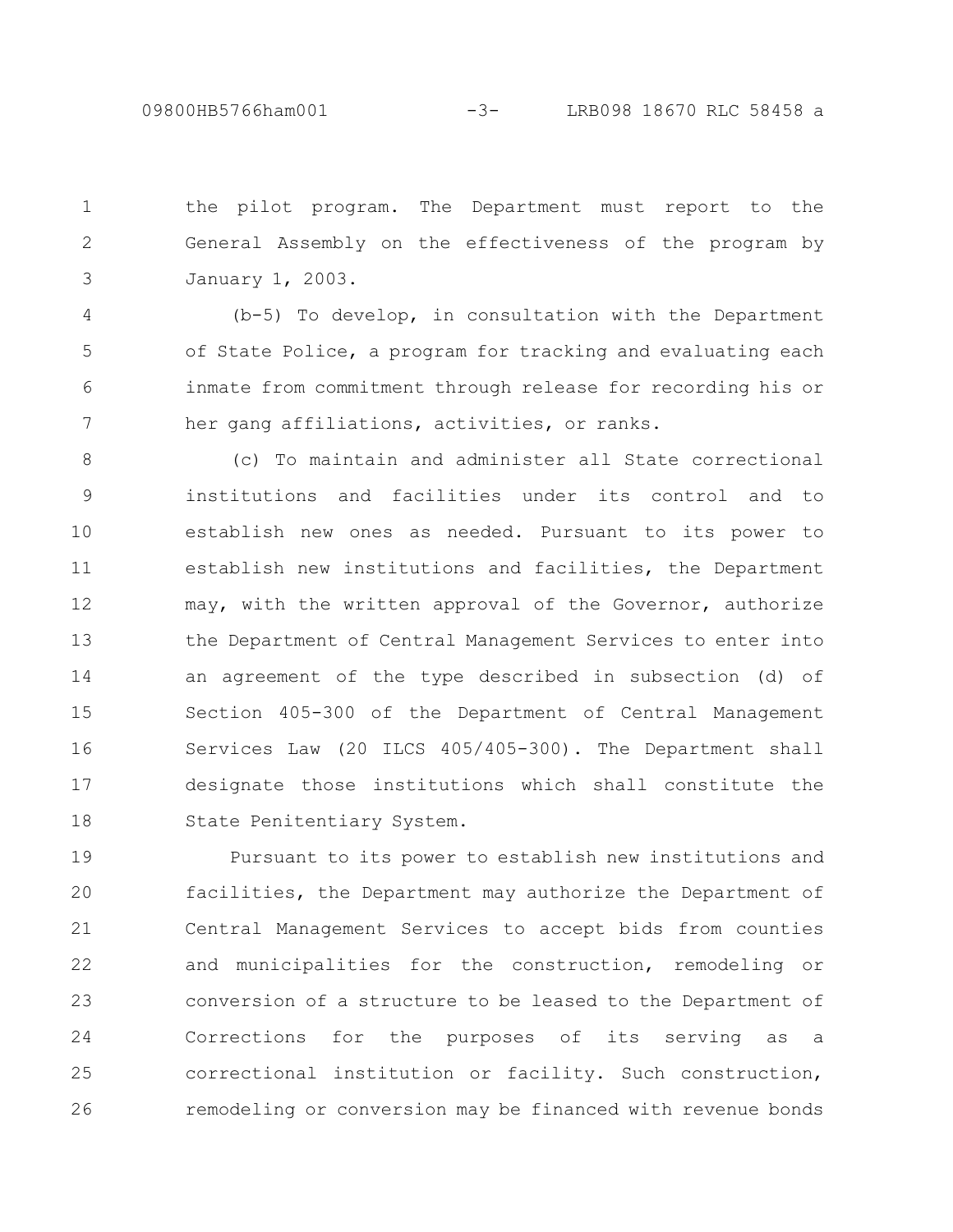the pilot program. The Department must report to the General Assembly on the effectiveness of the program by January 1, 2003.

(b-5) To develop, in consultation with the Department of State Police, a program for tracking and evaluating each inmate from commitment through release for recording his or her gang affiliations, activities, or ranks.

(c) To maintain and administer all State correctional institutions and facilities under its control and to establish new ones as needed. Pursuant to its power to establish new institutions and facilities, the Department may, with the written approval of the Governor, authorize the Department of Central Management Services to enter into an agreement of the type described in subsection (d) of Section 405-300 of the Department of Central Management Services Law (20 ILCS 405/405-300). The Department shall designate those institutions which shall constitute the State Penitentiary System.

Pursuant to its power to establish new institutions and facilities, the Department may authorize the Department of Central Management Services to accept bids from counties and municipalities for the construction, remodeling or conversion of a structure to be leased to the Department of Corrections for the purposes of its serving as a correctional institution or facility. Such construction, remodeling or conversion may be financed with revenue bonds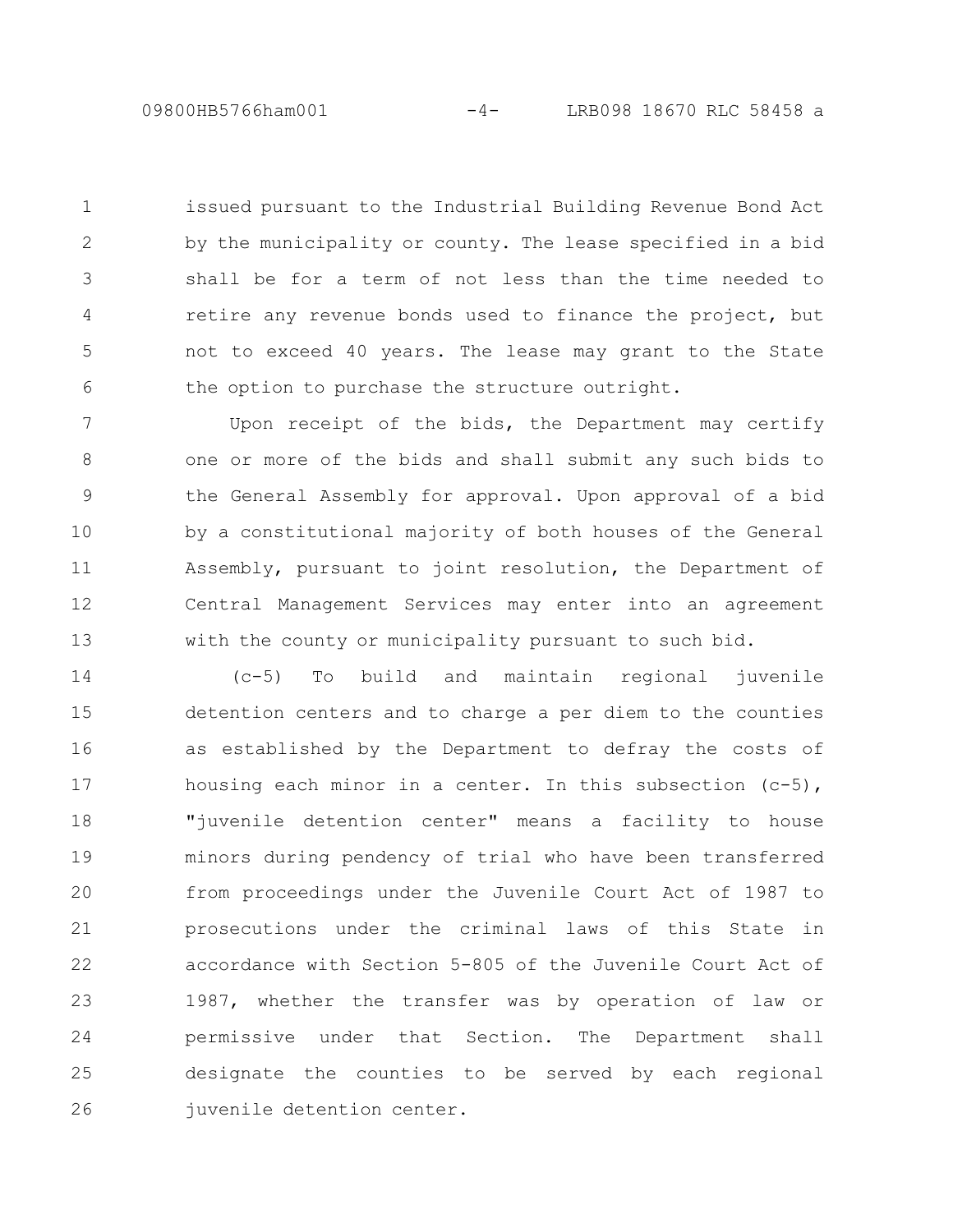issued pursuant to the Industrial Building Revenue Bond Act by the municipality or county. The lease specified in a bid shall be for a term of not less than the time needed to retire any revenue bonds used to finance the project, but not to exceed 40 years. The lease may grant to the State the option to purchase the structure outright.

Upon receipt of the bids, the Department may certify one or more of the bids and shall submit any such bids to the General Assembly for approval. Upon approval of a bid by a constitutional majority of both houses of the General Assembly, pursuant to joint resolution, the Department of Central Management Services may enter into an agreement with the county or municipality pursuant to such bid.

(c-5) To build and maintain regional juvenile detention centers and to charge a per diem to the counties as established by the Department to defray the costs of housing each minor in a center. In this subsection (c-5), "juvenile detention center" means a facility to house minors during pendency of trial who have been transferred from proceedings under the Juvenile Court Act of 1987 to prosecutions under the criminal laws of this State in accordance with Section 5-805 of the Juvenile Court Act of 1987, whether the transfer was by operation of law or permissive under that Section. The Department shall designate the counties to be served by each regional juvenile detention center.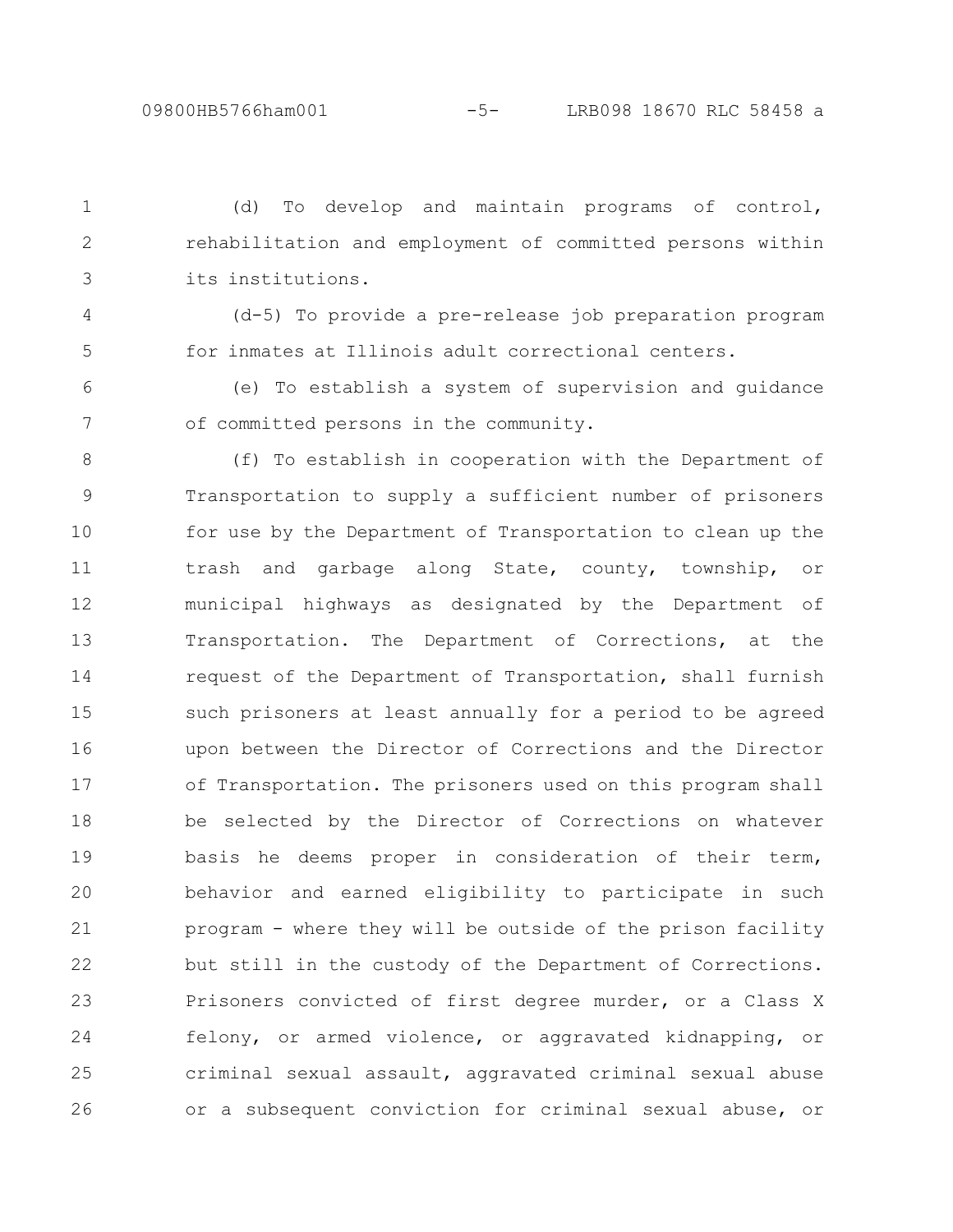(d) To develop and maintain programs of control, rehabilitation and employment of committed persons within its institutions.

(d-5) To provide a pre-release job preparation program for inmates at Illinois adult correctional centers.

(e) To establish a system of supervision and guidance of committed persons in the community.

(f) To establish in cooperation with the Department of Transportation to supply a sufficient number of prisoners for use by the Department of Transportation to clean up the trash and garbage along State, county, township, or municipal highways as designated by the Department of Transportation. The Department of Corrections, at the request of the Department of Transportation, shall furnish such prisoners at least annually for a period to be agreed upon between the Director of Corrections and the Director of Transportation. The prisoners used on this program shall be selected by the Director of Corrections on whatever basis he deems proper in consideration of their term, behavior and earned eligibility to participate in such program - where they will be outside of the prison facility but still in the custody of the Department of Corrections. Prisoners convicted of first degree murder, or a Class X felony, or armed violence, or aggravated kidnapping, or criminal sexual assault, aggravated criminal sexual abuse or a subsequent conviction for criminal sexual abuse, or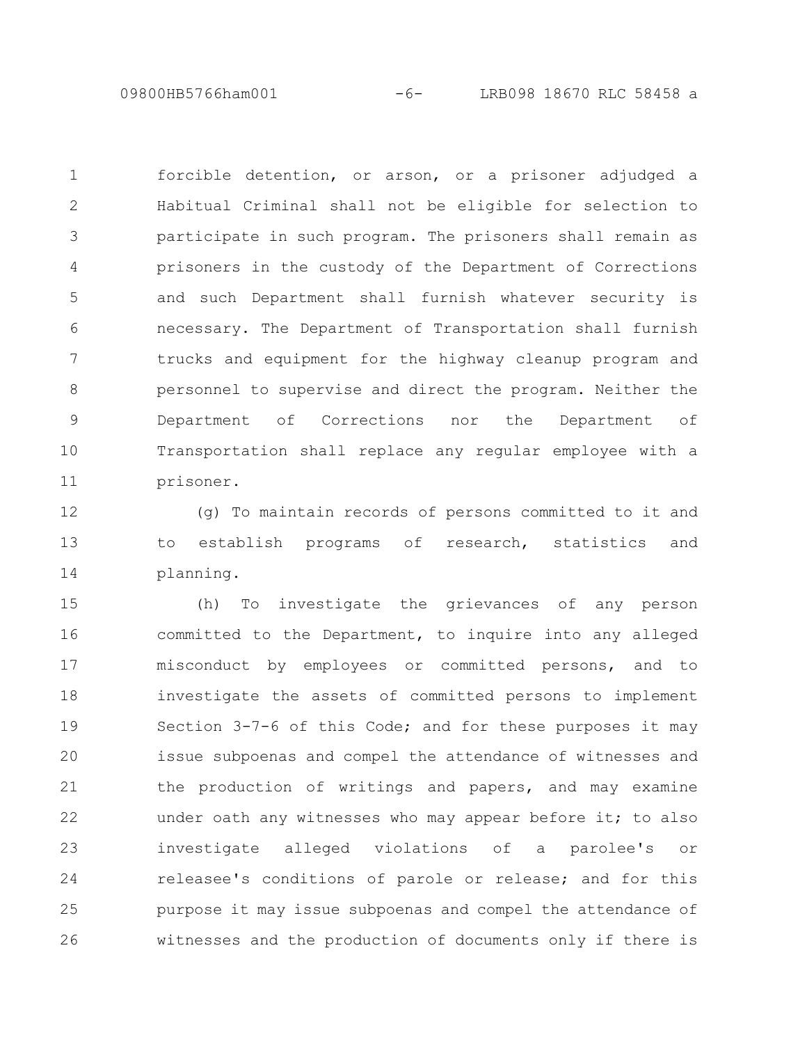forcible detention, or arson, or a prisoner adjudged a Habitual Criminal shall not be eligible for selection to participate in such program. The prisoners shall remain as prisoners in the custody of the Department of Corrections and such Department shall furnish whatever security is necessary. The Department of Transportation shall furnish trucks and equipment for the highway cleanup program and personnel to supervise and direct the program. Neither the Department of Corrections nor the Department of Transportation shall replace any regular employee with a prisoner.

(g) To maintain records of persons committed to it and to establish programs of research, statistics and planning.

(h) To investigate the grievances of any person committed to the Department, to inquire into any alleged misconduct by employees or committed persons, and to investigate the assets of committed persons to implement Section 3-7-6 of this Code; and for these purposes it may issue subpoenas and compel the attendance of witnesses and the production of writings and papers, and may examine under oath any witnesses who may appear before it; to also investigate alleged violations of a parolee's or releasee's conditions of parole or release; and for this purpose it may issue subpoenas and compel the attendance of witnesses and the production of documents only if there is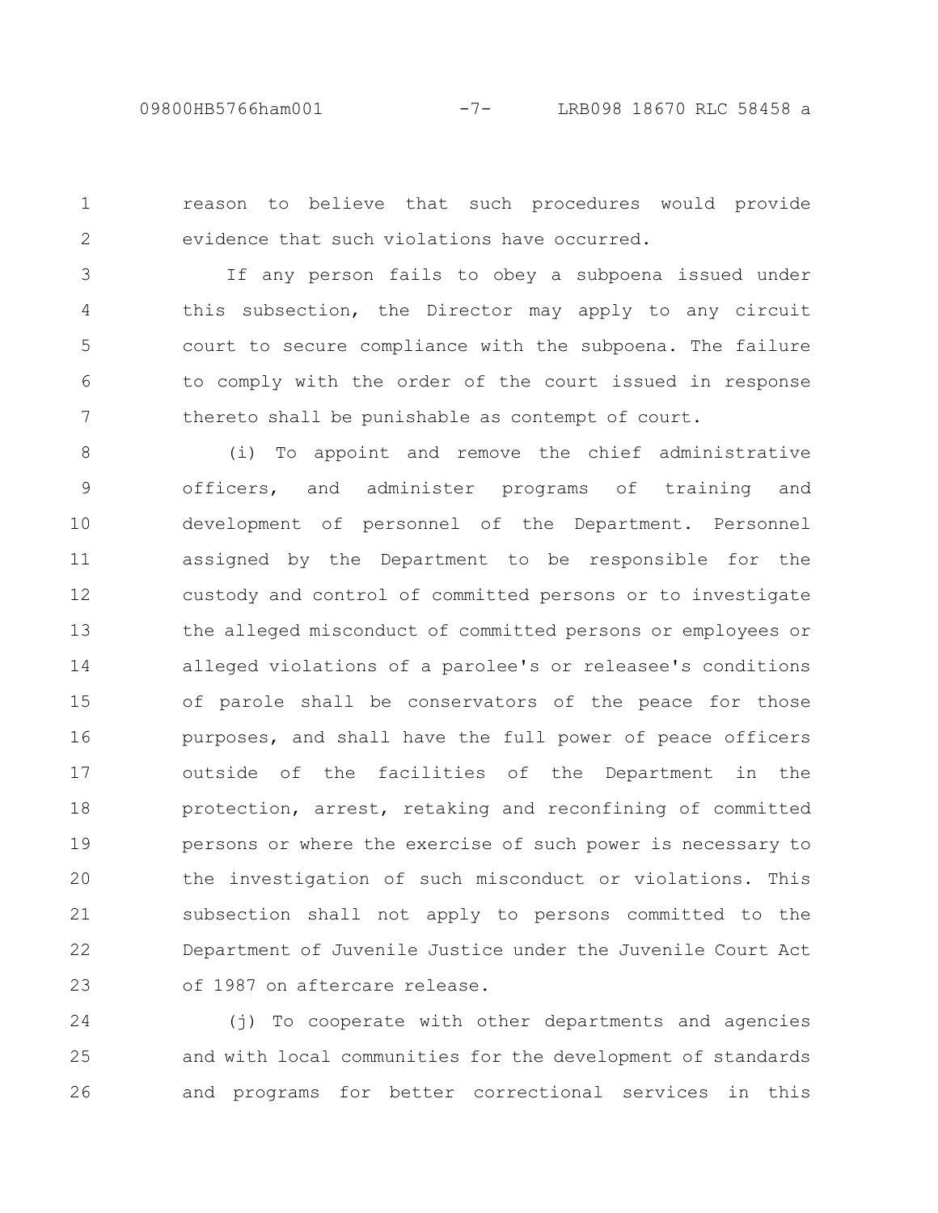reason to believe that such procedures would provide evidence that such violations have occurred.

If any person fails to obey a subpoena issued under this subsection, the Director may apply to any circuit court to secure compliance with the subpoena. The failure to comply with the order of the court issued in response thereto shall be punishable as contempt of court.

(i) To appoint and remove the chief administrative officers, and administer programs of training and development of personnel of the Department. Personnel assigned by the Department to be responsible for the custody and control of committed persons or to investigate the alleged misconduct of committed persons or employees or alleged violations of a parolee's or releasee's conditions of parole shall be conservators of the peace for those purposes, and shall have the full power of peace officers outside of the facilities of the Department in the protection, arrest, retaking and reconfining of committed persons or where the exercise of such power is necessary to the investigation of such misconduct or violations. This subsection shall not apply to persons committed to the Department of Juvenile Justice under the Juvenile Court Act of 1987 on aftercare release.

(j) To cooperate with other departments and agencies and with local communities for the development of standards and programs for better correctional services in this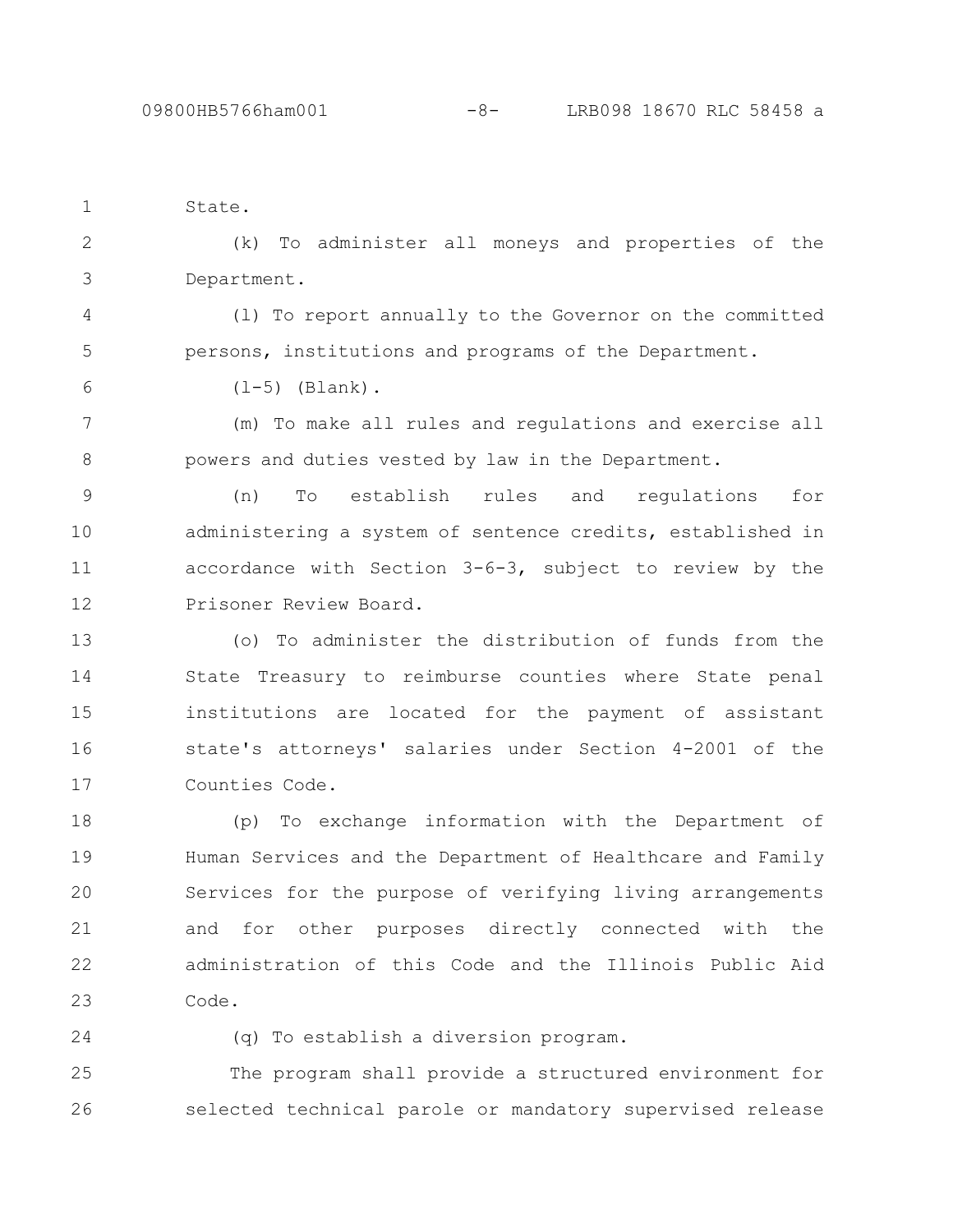State.

(k) To administer all moneys and properties of the Department.

(l) To report annually to the Governor on the committed persons, institutions and programs of the Department.

(l-5) (Blank).

(m) To make all rules and regulations and exercise all powers and duties vested by law in the Department.

(n) To establish rules and regulations for administering a system of sentence credits, established in accordance with Section 3-6-3, subject to review by the Prisoner Review Board.

(o) To administer the distribution of funds from the State Treasury to reimburse counties where State penal institutions are located for the payment of assistant state's attorneys' salaries under Section 4-2001 of the Counties Code.

(p) To exchange information with the Department of Human Services and the Department of Healthcare and Family Services for the purpose of verifying living arrangements and for other purposes directly connected with the administration of this Code and the Illinois Public Aid Code.

(q) To establish a diversion program.

The program shall provide a structured environment for selected technical parole or mandatory supervised release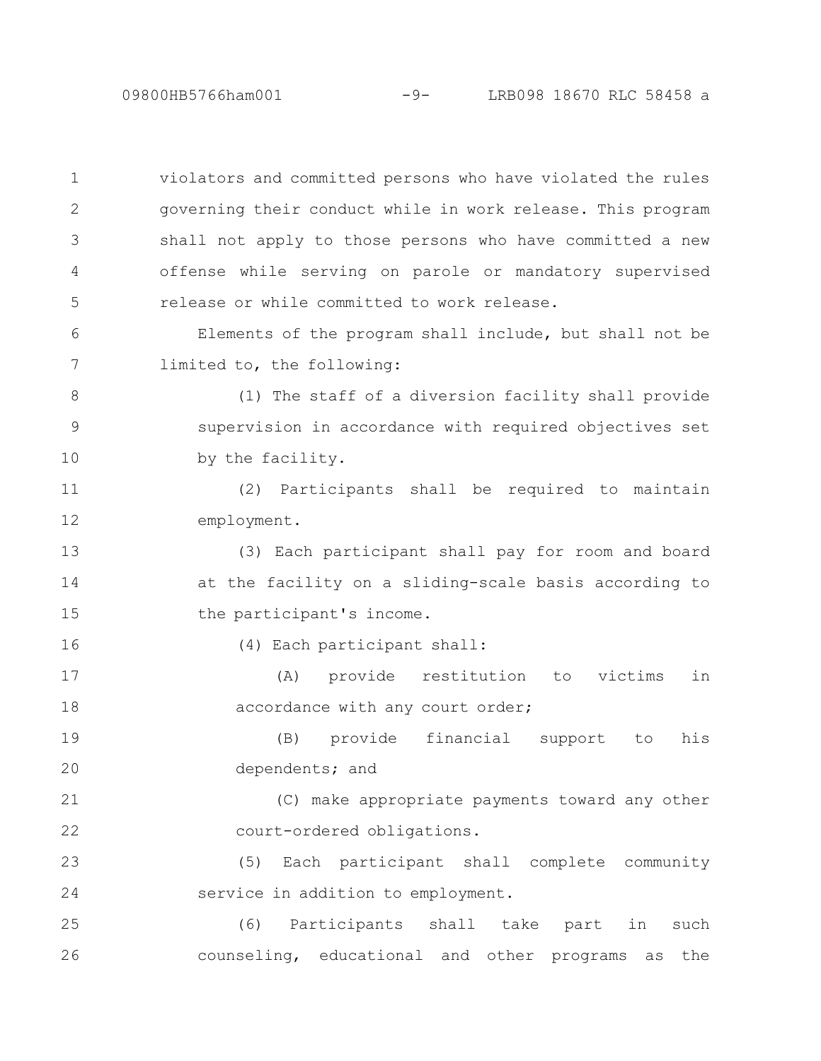violators and committed persons who have violated the rules governing their conduct while in work release. This program shall not apply to those persons who have committed a new offense while serving on parole or mandatory supervised release or while committed to work release.

Elements of the program shall include, but shall not be limited to, the following:

(1) The staff of a diversion facility shall provide supervision in accordance with required objectives set by the facility.

(2) Participants shall be required to maintain employment.

(3) Each participant shall pay for room and board at the facility on a sliding-scale basis according to the participant's income.

(4) Each participant shall:

(A) provide restitution to victims in accordance with any court order;

(B) provide financial support to his dependents; and

(C) make appropriate payments toward any other court-ordered obligations.

(5) Each participant shall complete community service in addition to employment.

(6) Participants shall take part in such counseling, educational and other programs as the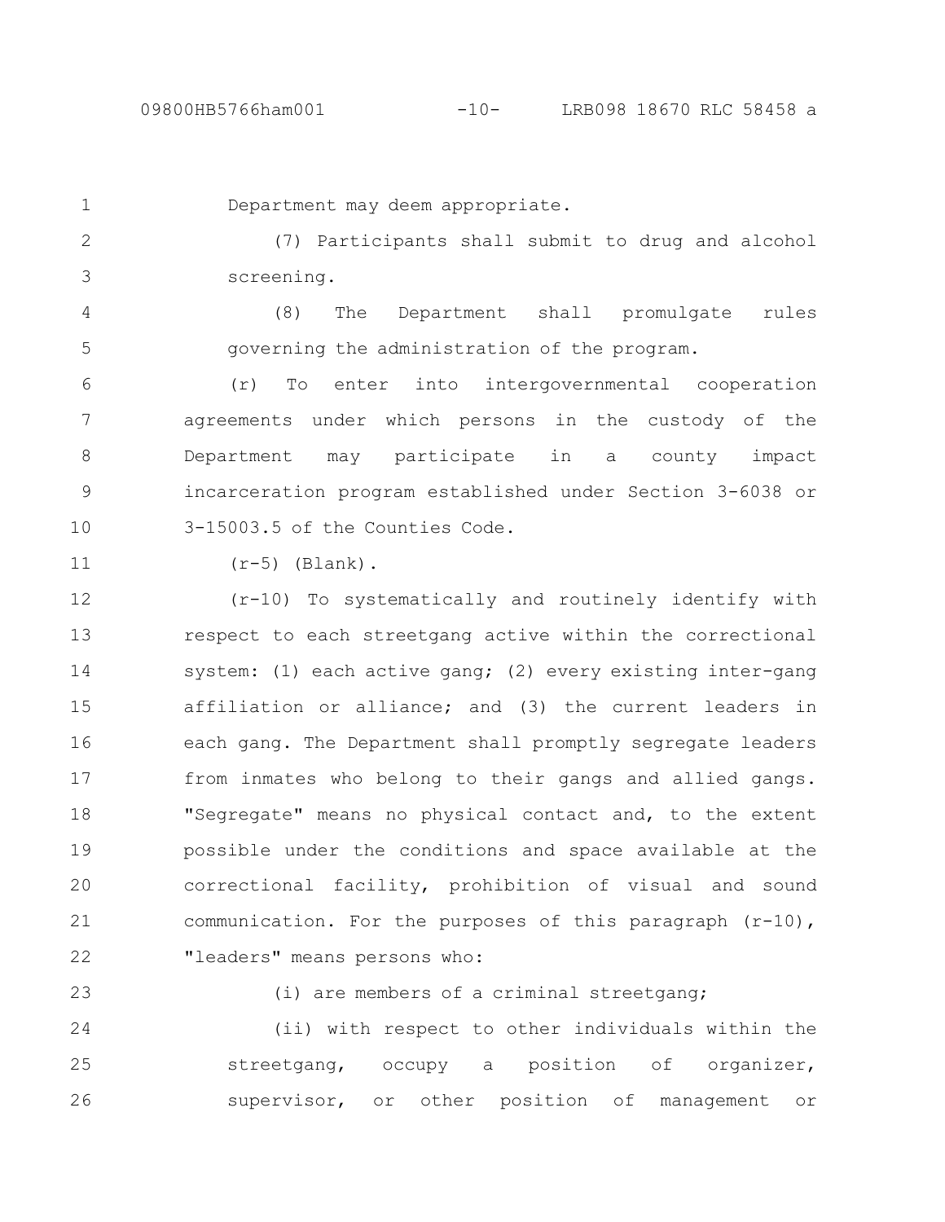Department may deem appropriate.

(7) Participants shall submit to drug and alcohol screening.

(8) The Department shall promulgate rules governing the administration of the program.

(r) To enter into intergovernmental cooperation agreements under which persons in the custody of the Department may participate in a county impact incarceration program established under Section 3-6038 or 3-15003.5 of the Counties Code.

(r-5) (Blank).

(r-10) To systematically and routinely identify with respect to each streetgang active within the correctional system: (1) each active gang; (2) every existing inter-gang affiliation or alliance; and (3) the current leaders in each gang. The Department shall promptly segregate leaders from inmates who belong to their gangs and allied gangs. "Segregate" means no physical contact and, to the extent possible under the conditions and space available at the correctional facility, prohibition of visual and sound communication. For the purposes of this paragraph (r-10), "leaders" means persons who:

(i) are members of a criminal streetgang;

(ii) with respect to other individuals within the streetgang, occupy a position of organizer, supervisor, or other position of management or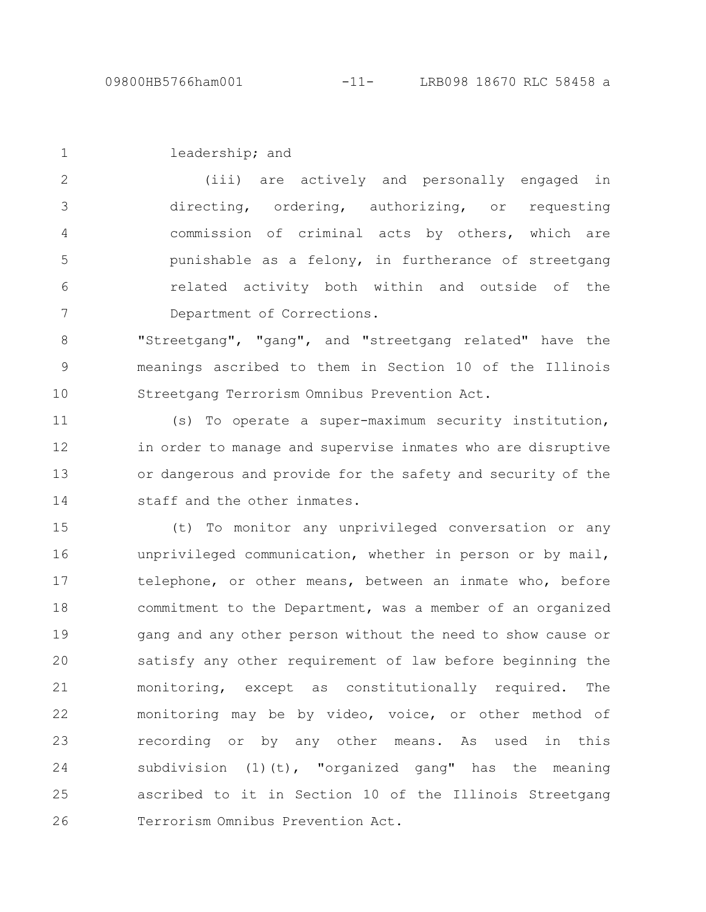leadership; and

(iii) are actively and personally engaged in directing, ordering, authorizing, or requesting commission of criminal acts by others, which are punishable as a felony, in furtherance of streetgang related activity both within and outside of the Department of Corrections.

"Streetgang", "gang", and "streetgang related" have the meanings ascribed to them in Section 10 of the Illinois Streetgang Terrorism Omnibus Prevention Act.

(s) To operate a super-maximum security institution, in order to manage and supervise inmates who are disruptive or dangerous and provide for the safety and security of the staff and the other inmates.

(t) To monitor any unprivileged conversation or any unprivileged communication, whether in person or by mail, telephone, or other means, between an inmate who, before commitment to the Department, was a member of an organized gang and any other person without the need to show cause or satisfy any other requirement of law before beginning the monitoring, except as constitutionally required. The monitoring may be by video, voice, or other method of recording or by any other means. As used in this subdivision (1)(t), "organized gang" has the meaning ascribed to it in Section 10 of the Illinois Streetgang Terrorism Omnibus Prevention Act.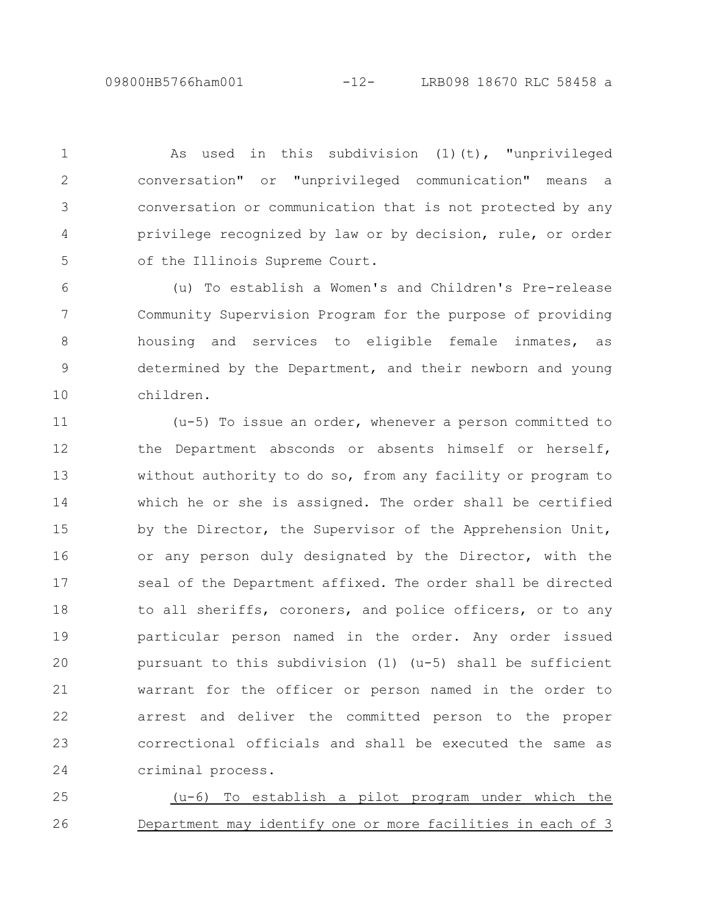As used in this subdivision (1)(t), "unprivileged conversation" or "unprivileged communication" means a conversation or communication that is not protected by any privilege recognized by law or by decision, rule, or order of the Illinois Supreme Court.

(u) To establish a Women's and Children's Pre-release Community Supervision Program for the purpose of providing housing and services to eligible female inmates, as determined by the Department, and their newborn and young children.

(u-5) To issue an order, whenever a person committed to the Department absconds or absents himself or herself, without authority to do so, from any facility or program to which he or she is assigned. The order shall be certified by the Director, the Supervisor of the Apprehension Unit, or any person duly designated by the Director, with the seal of the Department affixed. The order shall be directed to all sheriffs, coroners, and police officers, or to any particular person named in the order. Any order issued pursuant to this subdivision (1) (u-5) shall be sufficient warrant for the officer or person named in the order to arrest and deliver the committed person to the proper correctional officials and shall be executed the same as criminal process.

<u>(u-6) To establish a pilot program under which the Department may identify one or more facilities in each of 3</u>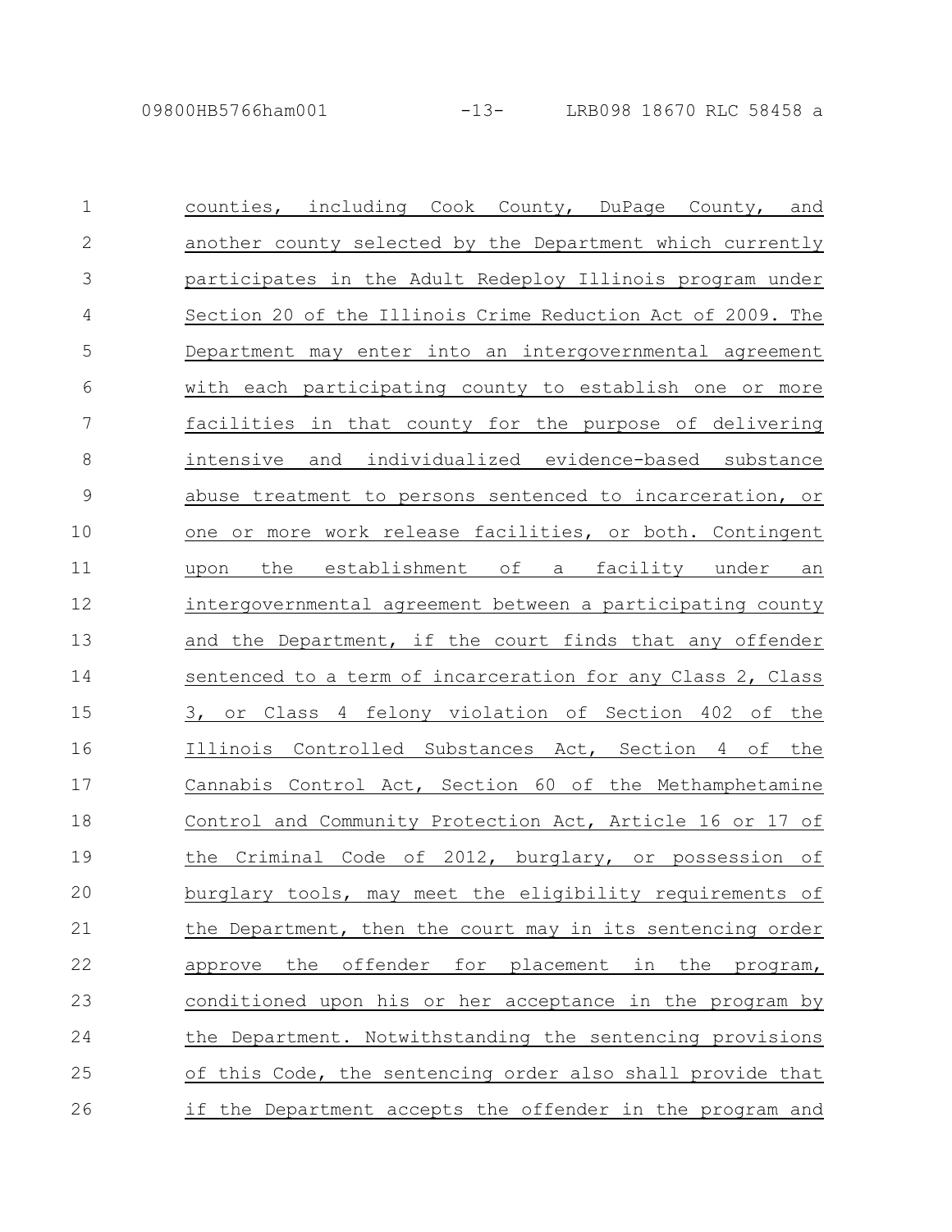counties, including Cook County, DuPage County, and another county selected by the Department which currently participates in the Adult Redeploy Illinois program under Section 20 of the Illinois Crime Reduction Act of 2009. The Department may enter into an intergovernmental agreement with each participating county to establish one or more facilities in that county for the purpose of delivering intensive and individualized evidence-based substance abuse treatment to persons sentenced to incarceration, or one or more work release facilities, or both. Contingent upon the establishment of a facility under an intergovernmental agreement between a participating county and the Department, if the court finds that any offender sentenced to a term of incarceration for any Class 2, Class 3, or Class 4 felony violation of Section 402 of the Illinois Controlled Substances Act, Section 4 of the Cannabis Control Act, Section 60 of the Methamphetamine Control and Community Protection Act, Article 16 or 17 of the Criminal Code of 2012, burglary, or possession of burglary tools, may meet the eligibility requirements of the Department, then the court may in its sentencing order approve the offender for placement in the program, conditioned upon his or her acceptance in the program by the Department. Notwithstanding the sentencing provisions of this Code, the sentencing order also shall provide that if the Department accepts the offender in the program and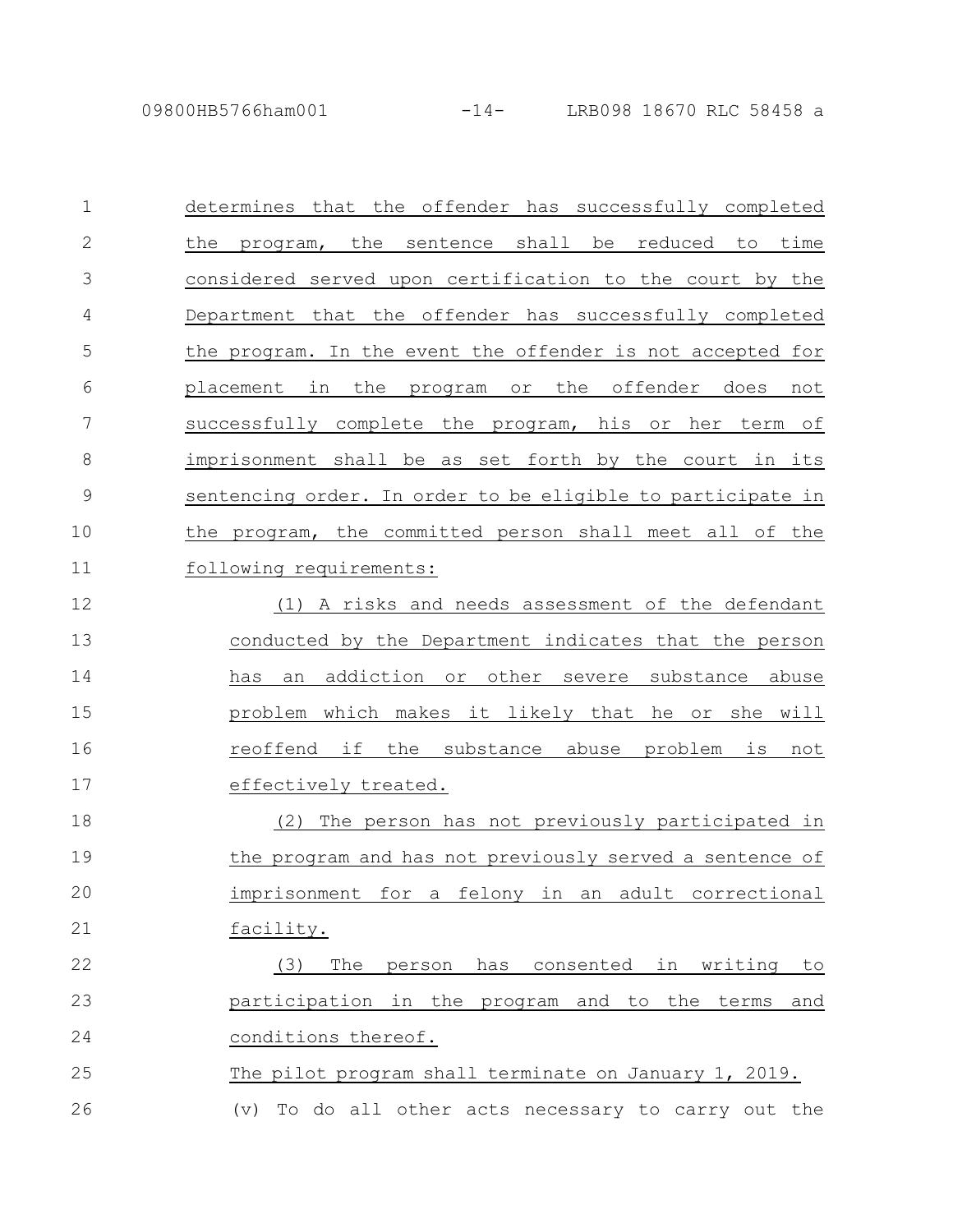determines that the offender has successfully completed the program, the sentence shall be reduced to time considered served upon certification to the court by the Department that the offender has successfully completed the program. In the event the offender is not accepted for placement in the program or the offender does not successfully complete the program, his or her term of imprisonment shall be as set forth by the court in its sentencing order. In order to be eligible to participate in the program, the committed person shall meet all of the following requirements:

(1) A risks and needs assessment of the defendant conducted by the Department indicates that the person has an addiction or other severe substance abuse problem which makes it likely that he or she will reoffend if the substance abuse problem is not effectively treated.

(2) The person has not previously participated in the program and has not previously served a sentence of imprisonment for a felony in an adult correctional facility.

(3) The person has consented in writing to participation in the program and to the terms and conditions thereof.

The pilot program shall terminate on January 1, 2019.

(v) To do all other acts necessary to carry out the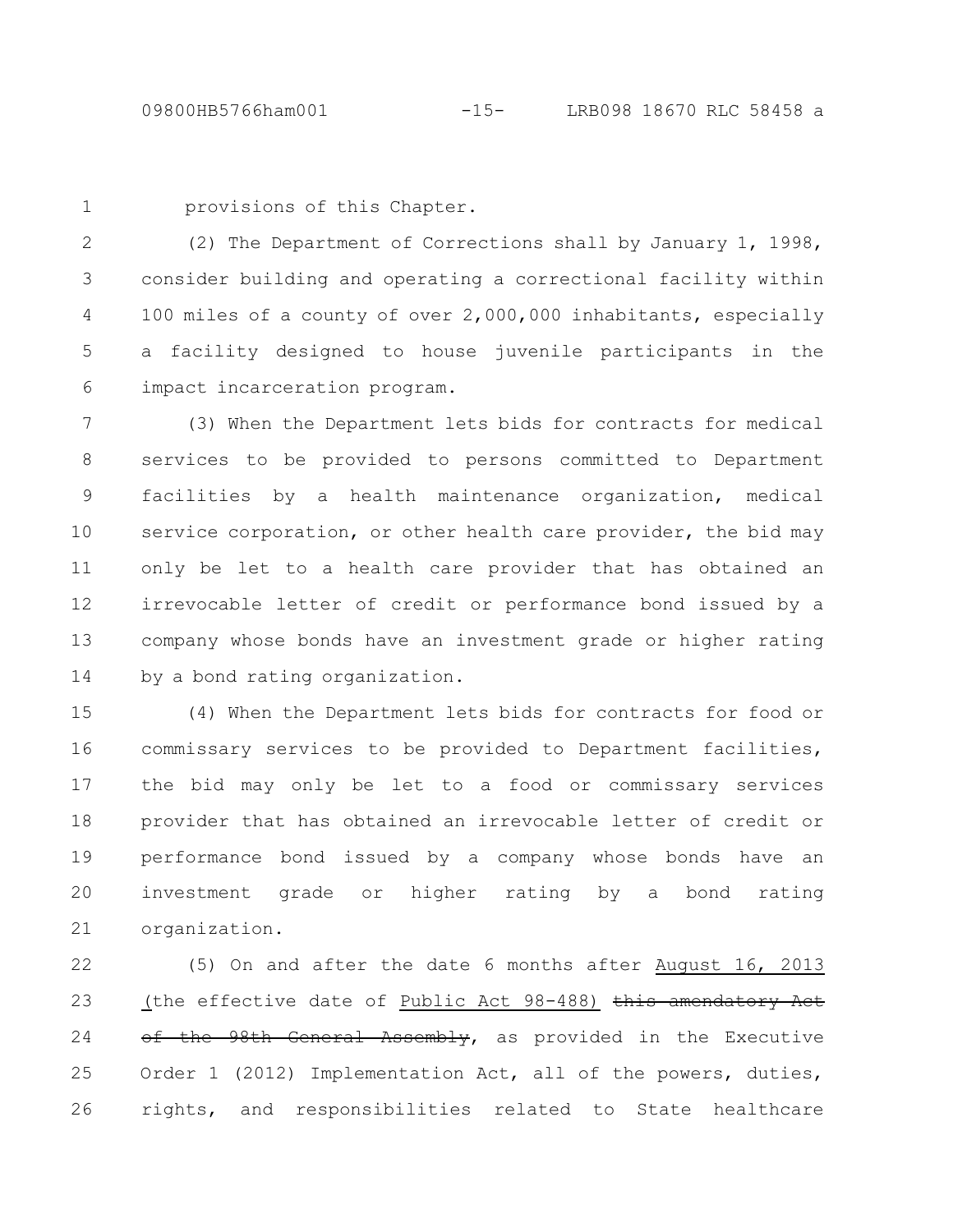provisions of this Chapter.

(2) The Department of Corrections shall by January 1, 1998, consider building and operating a correctional facility within 100 miles of a county of over 2,000,000 inhabitants, especially a facility designed to house juvenile participants in the impact incarceration program.

(3) When the Department lets bids for contracts for medical services to be provided to persons committed to Department facilities by a health maintenance organization, medical service corporation, or other health care provider, the bid may only be let to a health care provider that has obtained an irrevocable letter of credit or performance bond issued by a company whose bonds have an investment grade or higher rating by a bond rating organization.

(4) When the Department lets bids for contracts for food or commissary services to be provided to Department facilities, the bid may only be let to a food or commissary services provider that has obtained an irrevocable letter of credit or performance bond issued by a company whose bonds have an investment grade or higher rating by a bond rating organization.

(5) On and after the date 6 months after August 16, 2013 (the effective date of Public Act 98-488) ~~this amendatory Act of the 98th General Assembly~~, as provided in the Executive Order 1 (2012) Implementation Act, all of the powers, duties, rights, and responsibilities related to State healthcare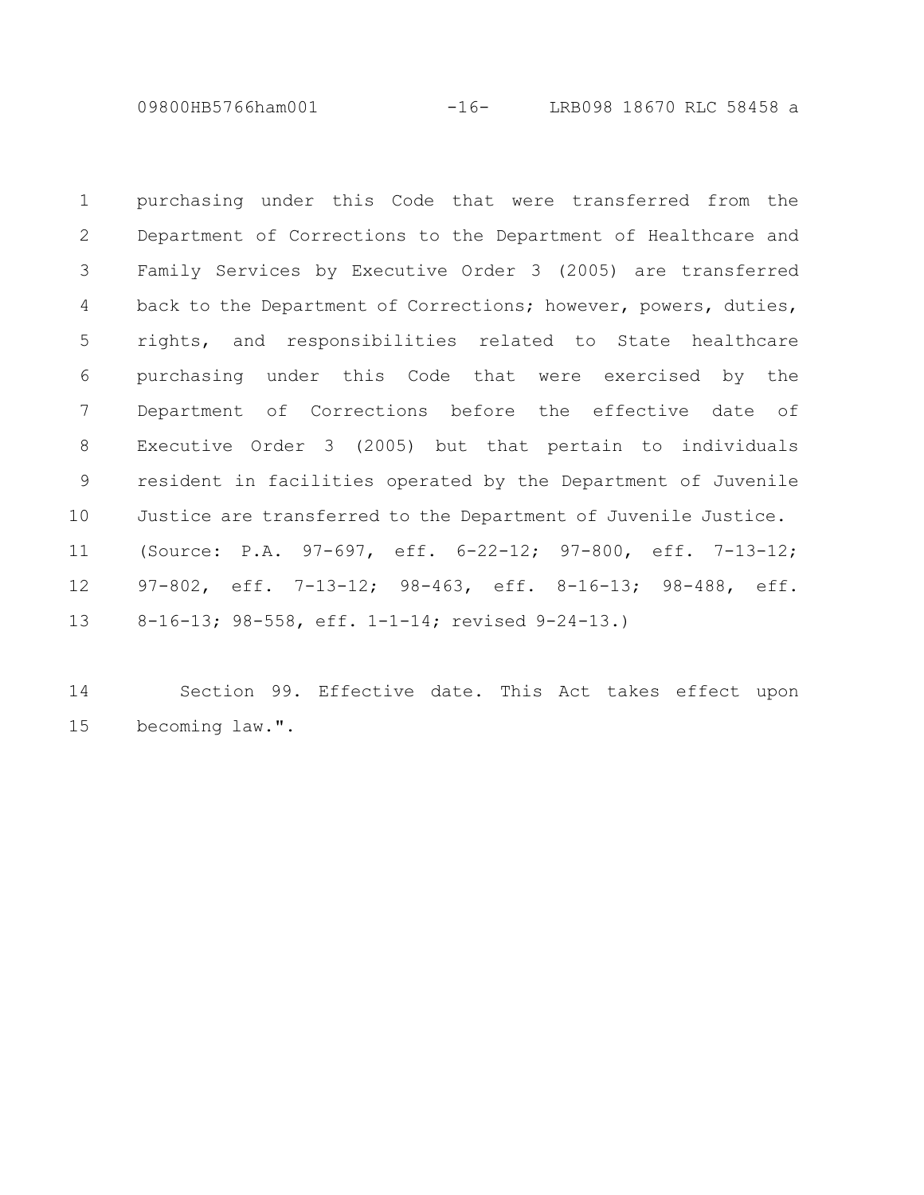purchasing under this Code that were transferred from the Department of Corrections to the Department of Healthcare and Family Services by Executive Order 3 (2005) are transferred back to the Department of Corrections; however, powers, duties, rights, and responsibilities related to State healthcare purchasing under this Code that were exercised by the Department of Corrections before the effective date of Executive Order 3 (2005) but that pertain to individuals resident in facilities operated by the Department of Juvenile Justice are transferred to the Department of Juvenile Justice.
(Source: P.A. 97-697, eff. 6-22-12; 97-800, eff. 7-13-12; 97-802, eff. 7-13-12; 98-463, eff. 8-16-13; 98-488, eff. 8-16-13; 98-558, eff. 1-1-14; revised 9-24-13.)

Section 99. Effective date. This Act takes effect upon becoming law.".